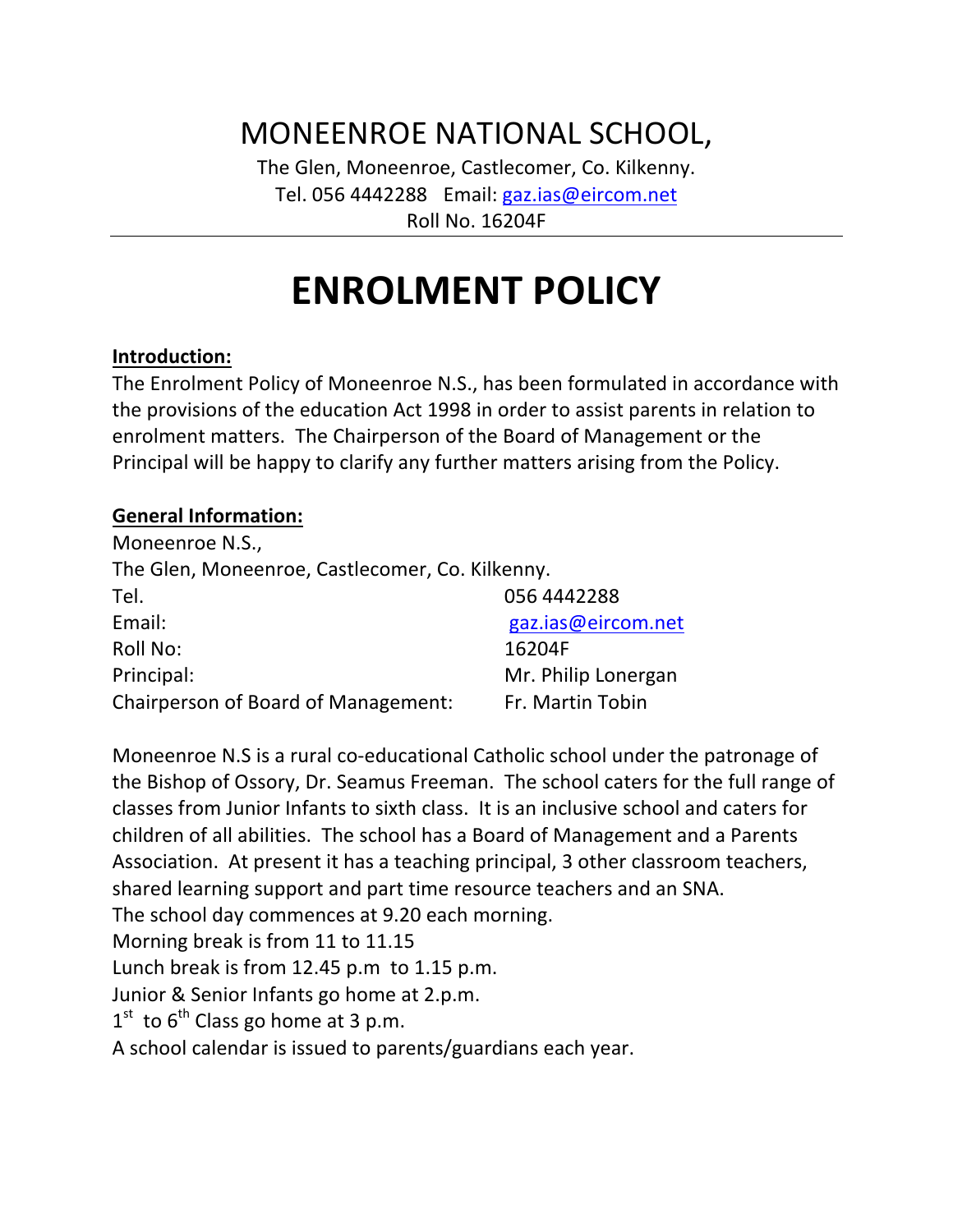# MONEENROE NATIONAL SCHOOL,

The Glen, Moneenroe, Castlecomer, Co. Kilkenny.
Tel. 056 4442288 Email: gaz.ias@eircom.net
Roll No. 16204F

---

# ENROLMENT POLICY

**Introduction:**

The Enrolment Policy of Moneenroe N.S., has been formulated in accordance with the provisions of the education Act 1998 in order to assist parents in relation to enrolment matters. The Chairperson of the Board of Management or the Principal will be happy to clarify any further matters arising from the Policy.

**General Information:**

Moneenroe N.S.,
The Glen, Moneenroe, Castlecomer, Co. Kilkenny.

| | |
|---|---|
| Tel. | 056 4442288 |
| Email: | gaz.ias@eircom.net |
| Roll No: | 16204F |
| Principal: | Mr. Philip Lonergan |
| Chairperson of Board of Management: | Fr. Martin Tobin |

Moneenroe N.S is a rural co-educational Catholic school under the patronage of the Bishop of Ossory, Dr. Seamus Freeman. The school caters for the full range of classes from Junior Infants to sixth class. It is an inclusive school and caters for children of all abilities. The school has a Board of Management and a Parents Association. At present it has a teaching principal, 3 other classroom teachers, shared learning support and part time resource teachers and an SNA.

The school day commences at 9.20 each morning.
Morning break is from 11 to 11.15
Lunch break is from 12.45 p.m to 1.15 p.m.
Junior & Senior Infants go home at 2.p.m.
1st to 6th Class go home at 3 p.m.
A school calendar is issued to parents/guardians each year.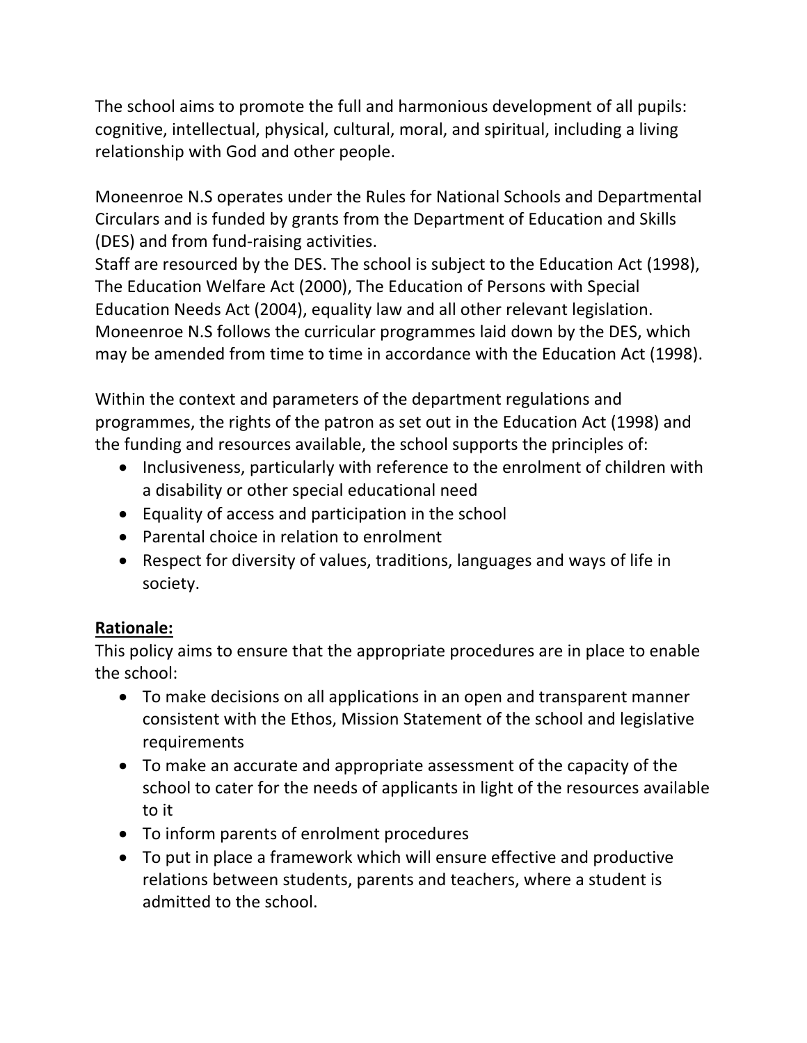The school aims to promote the full and harmonious development of all pupils: cognitive, intellectual, physical, cultural, moral, and spiritual, including a living relationship with God and other people.

Moneenroe N.S operates under the Rules for National Schools and Departmental Circulars and is funded by grants from the Department of Education and Skills (DES) and from fund-raising activities.
Staff are resourced by the DES. The school is subject to the Education Act (1998), The Education Welfare Act (2000), The Education of Persons with Special Education Needs Act (2004), equality law and all other relevant legislation. Moneenroe N.S follows the curricular programmes laid down by the DES, which may be amended from time to time in accordance with the Education Act (1998).

Within the context and parameters of the department regulations and programmes, the rights of the patron as set out in the Education Act (1998) and the funding and resources available, the school supports the principles of:

- Inclusiveness, particularly with reference to the enrolment of children with a disability or other special educational need
- Equality of access and participation in the school
- Parental choice in relation to enrolment
- Respect for diversity of values, traditions, languages and ways of life in society.

**Rationale:**

This policy aims to ensure that the appropriate procedures are in place to enable the school:

- To make decisions on all applications in an open and transparent manner consistent with the Ethos, Mission Statement of the school and legislative requirements
- To make an accurate and appropriate assessment of the capacity of the school to cater for the needs of applicants in light of the resources available to it
- To inform parents of enrolment procedures
- To put in place a framework which will ensure effective and productive relations between students, parents and teachers, where a student is admitted to the school.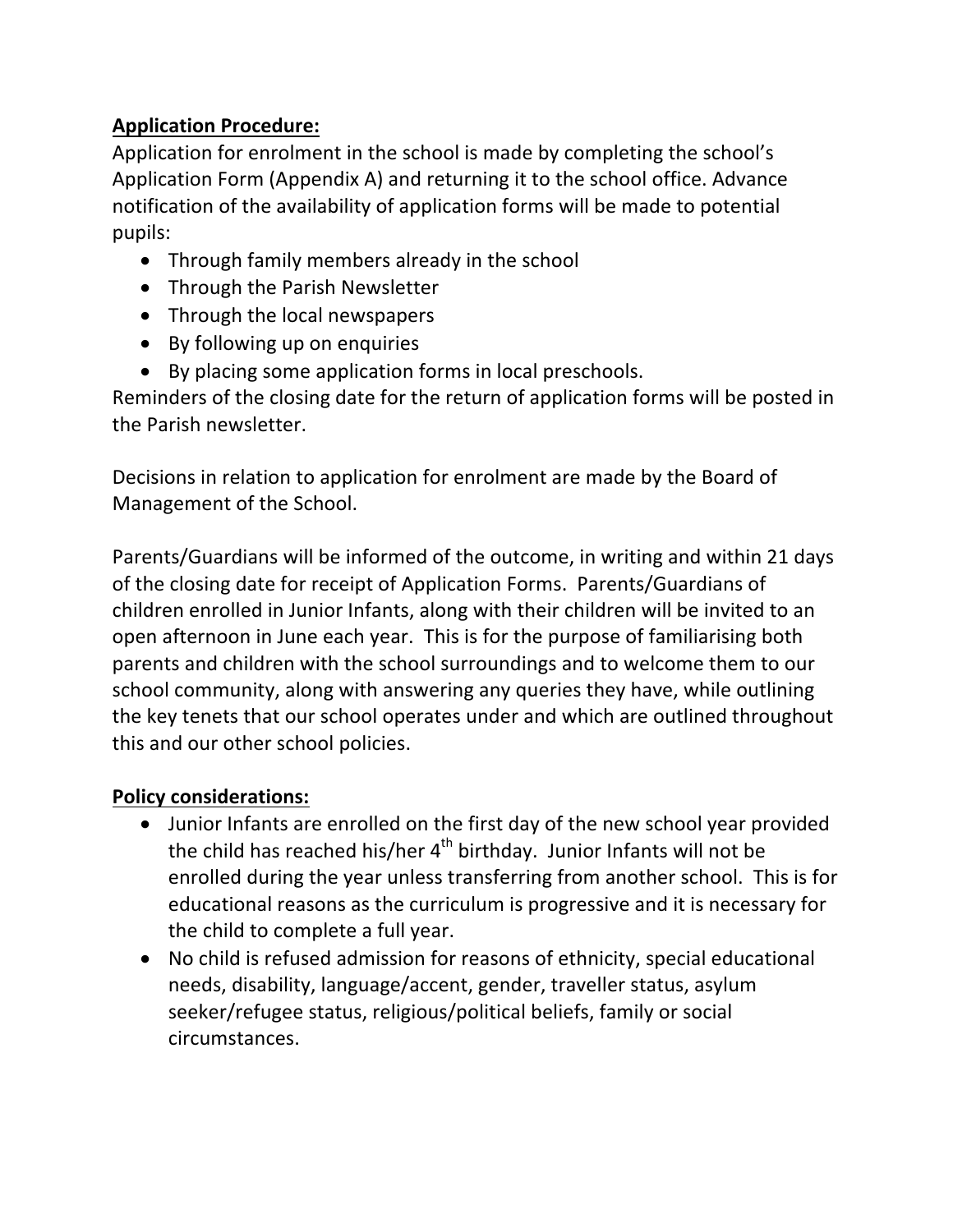**Application Procedure:**

Application for enrolment in the school is made by completing the school's Application Form (Appendix A) and returning it to the school office. Advance notification of the availability of application forms will be made to potential pupils:

- Through family members already in the school
- Through the Parish Newsletter
- Through the local newspapers
- By following up on enquiries
- By placing some application forms in local preschools.

Reminders of the closing date for the return of application forms will be posted in the Parish newsletter.

Decisions in relation to application for enrolment are made by the Board of Management of the School.

Parents/Guardians will be informed of the outcome, in writing and within 21 days of the closing date for receipt of Application Forms. Parents/Guardians of children enrolled in Junior Infants, along with their children will be invited to an open afternoon in June each year. This is for the purpose of familiarising both parents and children with the school surroundings and to welcome them to our school community, along with answering any queries they have, while outlining the key tenets that our school operates under and which are outlined throughout this and our other school policies.

**Policy considerations:**

- Junior Infants are enrolled on the first day of the new school year provided the child has reached his/her 4th birthday. Junior Infants will not be enrolled during the year unless transferring from another school. This is for educational reasons as the curriculum is progressive and it is necessary for the child to complete a full year.
- No child is refused admission for reasons of ethnicity, special educational needs, disability, language/accent, gender, traveller status, asylum seeker/refugee status, religious/political beliefs, family or social circumstances.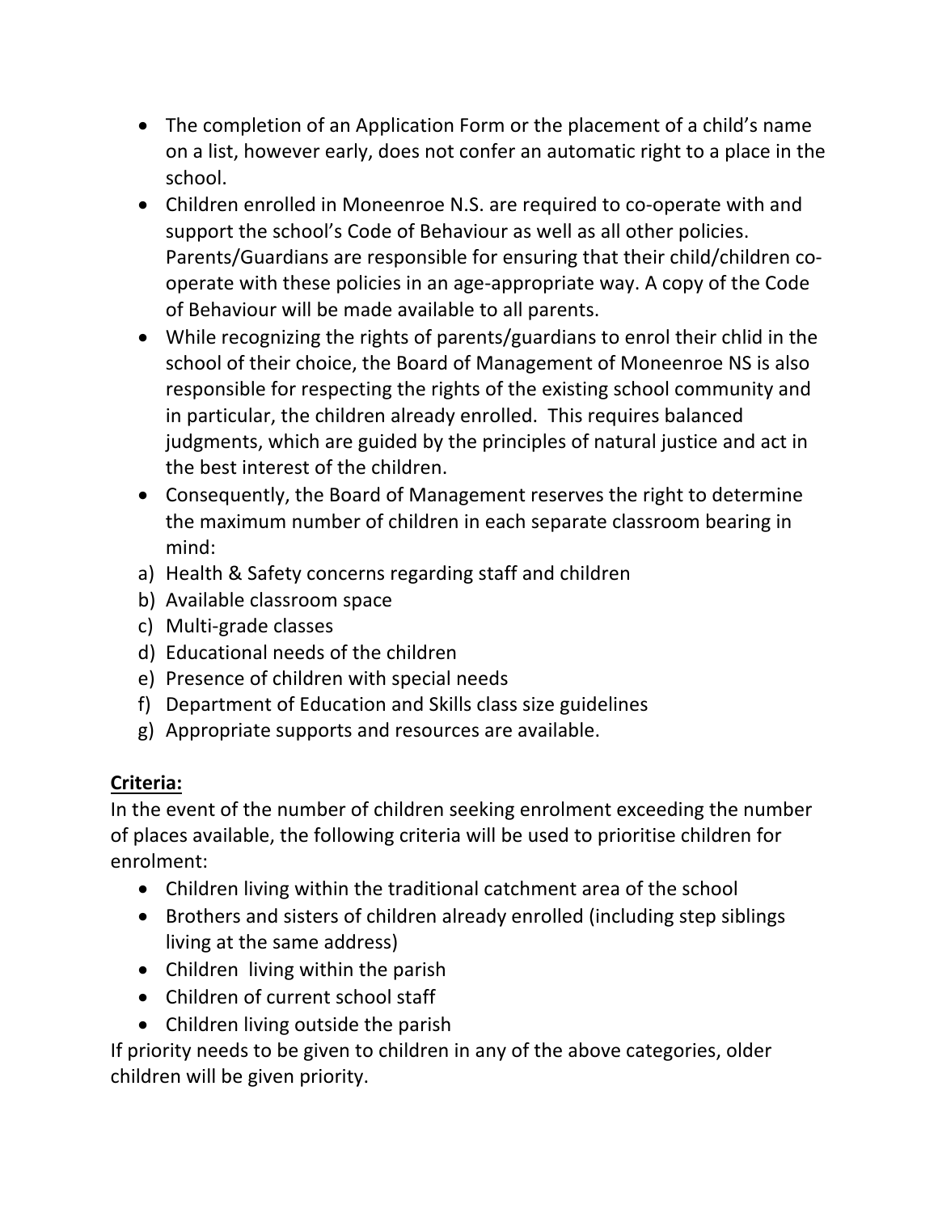- The completion of an Application Form or the placement of a child's name on a list, however early, does not confer an automatic right to a place in the school.
- Children enrolled in Moneenroe N.S. are required to co-operate with and support the school's Code of Behaviour as well as all other policies. Parents/Guardians are responsible for ensuring that their child/children co-operate with these policies in an age-appropriate way. A copy of the Code of Behaviour will be made available to all parents.
- While recognizing the rights of parents/guardians to enrol their chlid in the school of their choice, the Board of Management of Moneenroe NS is also responsible for respecting the rights of the existing school community and in particular, the children already enrolled. This requires balanced judgments, which are guided by the principles of natural justice and act in the best interest of the children.
- Consequently, the Board of Management reserves the right to determine the maximum number of children in each separate classroom bearing in mind:

a) Health & Safety concerns regarding staff and children
b) Available classroom space
c) Multi-grade classes
d) Educational needs of the children
e) Presence of children with special needs
f) Department of Education and Skills class size guidelines
g) Appropriate supports and resources are available.

**Criteria:**

In the event of the number of children seeking enrolment exceeding the number of places available, the following criteria will be used to prioritise children for enrolment:

- Children living within the traditional catchment area of the school
- Brothers and sisters of children already enrolled (including step siblings living at the same address)
- Children living within the parish
- Children of current school staff
- Children living outside the parish

If priority needs to be given to children in any of the above categories, older children will be given priority.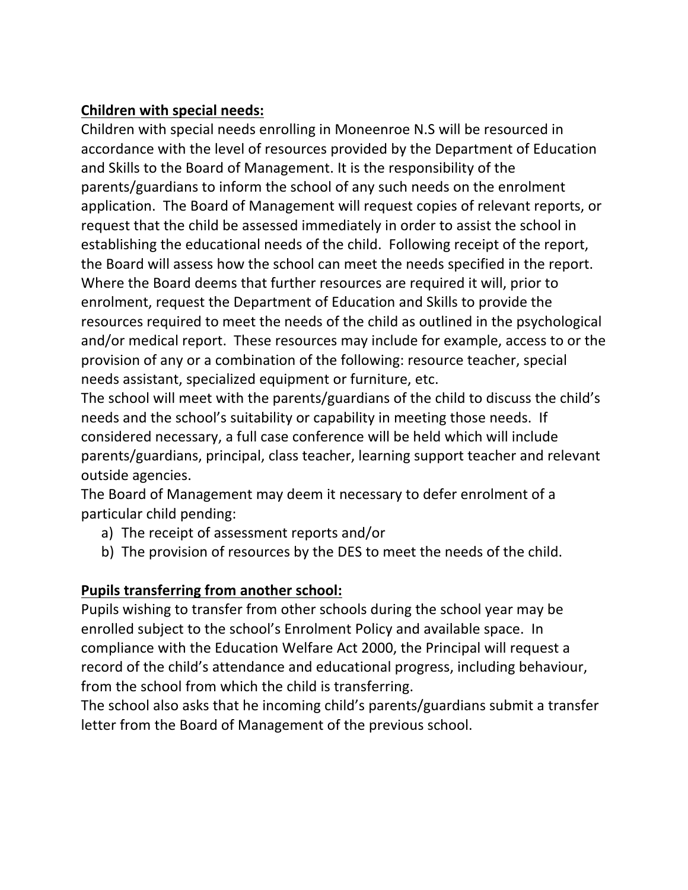**Children with special needs:**

Children with special needs enrolling in Moneenroe N.S will be resourced in accordance with the level of resources provided by the Department of Education and Skills to the Board of Management. It is the responsibility of the parents/guardians to inform the school of any such needs on the enrolment application. The Board of Management will request copies of relevant reports, or request that the child be assessed immediately in order to assist the school in establishing the educational needs of the child. Following receipt of the report, the Board will assess how the school can meet the needs specified in the report. Where the Board deems that further resources are required it will, prior to enrolment, request the Department of Education and Skills to provide the resources required to meet the needs of the child as outlined in the psychological and/or medical report. These resources may include for example, access to or the provision of any or a combination of the following: resource teacher, special needs assistant, specialized equipment or furniture, etc.

The school will meet with the parents/guardians of the child to discuss the child's needs and the school's suitability or capability in meeting those needs. If considered necessary, a full case conference will be held which will include parents/guardians, principal, class teacher, learning support teacher and relevant outside agencies.

The Board of Management may deem it necessary to defer enrolment of a particular child pending:

a) The receipt of assessment reports and/or
b) The provision of resources by the DES to meet the needs of the child.

**Pupils transferring from another school:**

Pupils wishing to transfer from other schools during the school year may be enrolled subject to the school's Enrolment Policy and available space. In compliance with the Education Welfare Act 2000, the Principal will request a record of the child's attendance and educational progress, including behaviour, from the school from which the child is transferring.

The school also asks that he incoming child's parents/guardians submit a transfer letter from the Board of Management of the previous school.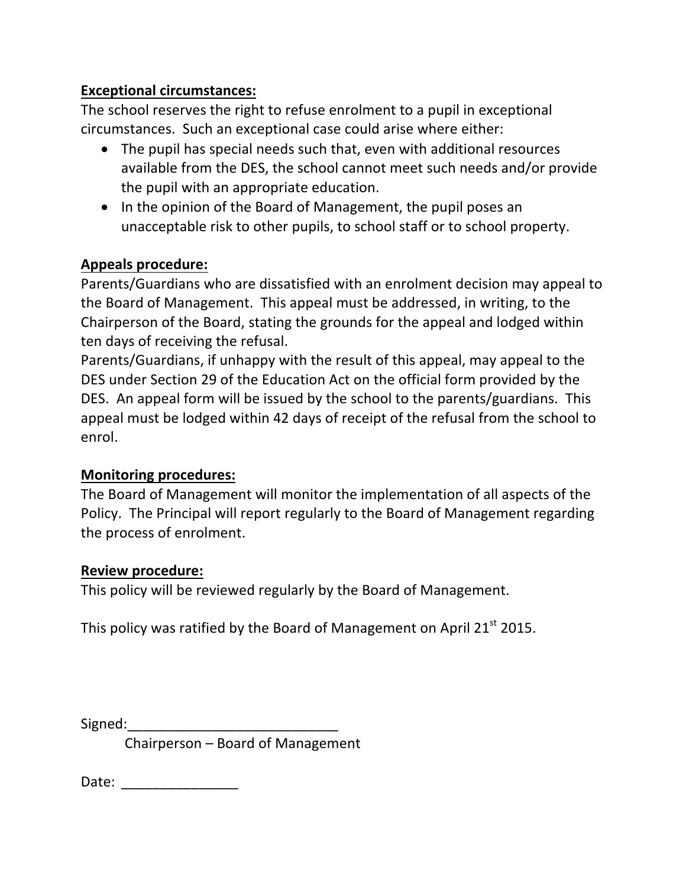**Exceptional circumstances:**

The school reserves the right to refuse enrolment to a pupil in exceptional circumstances. Such an exceptional case could arise where either:

- The pupil has special needs such that, even with additional resources available from the DES, the school cannot meet such needs and/or provide the pupil with an appropriate education.
- In the opinion of the Board of Management, the pupil poses an unacceptable risk to other pupils, to school staff or to school property.

**Appeals procedure:**

Parents/Guardians who are dissatisfied with an enrolment decision may appeal to the Board of Management. This appeal must be addressed, in writing, to the Chairperson of the Board, stating the grounds for the appeal and lodged within ten days of receiving the refusal.

Parents/Guardians, if unhappy with the result of this appeal, may appeal to the DES under Section 29 of the Education Act on the official form provided by the DES. An appeal form will be issued by the school to the parents/guardians. This appeal must be lodged within 42 days of receipt of the refusal from the school to enrol.

**Monitoring procedures:**

The Board of Management will monitor the implementation of all aspects of the Policy. The Principal will report regularly to the Board of Management regarding the process of enrolment.

**Review procedure:**

This policy will be reviewed regularly by the Board of Management.

This policy was ratified by the Board of Management on April 21st 2015.

Signed:___________________________

Chairperson – Board of Management

Date: _______________